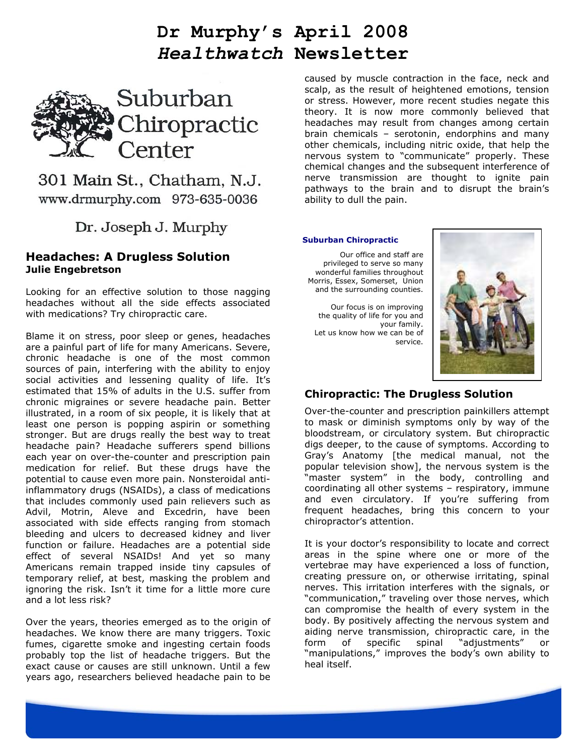# Dr Murphy's April 2008 *Healthwatch* Newsletter

Suburban Chiropractic Center

301 Main St., Chatham, N.J.
www.drmurphy.com 973-635-0036

Dr. Joseph J. Murphy

## Headaches: A Drugless Solution

**Julie Engebretson**

Looking for an effective solution to those nagging headaches without all the side effects associated with medications? Try chiropractic care.

Blame it on stress, poor sleep or genes, headaches are a painful part of life for many Americans. Severe, chronic headache is one of the most common sources of pain, interfering with the ability to enjoy social activities and lessening quality of life. It's estimated that 15% of adults in the U.S. suffer from chronic migraines or severe headache pain. Better illustrated, in a room of six people, it is likely that at least one person is popping aspirin or something stronger. But are drugs really the best way to treat headache pain? Headache sufferers spend billions each year on over-the-counter and prescription pain medication for relief. But these drugs have the potential to cause even more pain. Nonsteroidal anti-inflammatory drugs (NSAIDs), a class of medications that includes commonly used pain relievers such as Advil, Motrin, Aleve and Excedrin, have been associated with side effects ranging from stomach bleeding and ulcers to decreased kidney and liver function or failure. Headaches are a potential side effect of several NSAIDs! And yet so many Americans remain trapped inside tiny capsules of temporary relief, at best, masking the problem and ignoring the risk. Isn't it time for a little more cure and a lot less risk?

Over the years, theories emerged as to the origin of headaches. We know there are many triggers. Toxic fumes, cigarette smoke and ingesting certain foods probably top the list of headache triggers. But the exact cause or causes are still unknown. Until a few years ago, researchers believed headache pain to be caused by muscle contraction in the face, neck and scalp, as the result of heightened emotions, tension or stress. However, more recent studies negate this theory. It is now more commonly believed that headaches may result from changes among certain brain chemicals – serotonin, endorphins and many other chemicals, including nitric oxide, that help the nervous system to "communicate" properly. These chemical changes and the subsequent interference of nerve transmission are thought to ignite pain pathways to the brain and to disrupt the brain's ability to dull the pain.

**Suburban Chiropractic**

Our office and staff are privileged to serve so many wonderful families throughout Morris, Essex, Somerset, Union and the surrounding counties.

Our focus is on improving the quality of life for you and your family.
Let us know how we can be of service.

### Chiropractic: The Drugless Solution

Over-the-counter and prescription painkillers attempt to mask or diminish symptoms only by way of the bloodstream, or circulatory system. But chiropractic digs deeper, to the cause of symptoms. According to Gray's Anatomy [the medical manual, not the popular television show], the nervous system is the "master system" in the body, controlling and coordinating all other systems – respiratory, immune and even circulatory. If you're suffering from frequent headaches, bring this concern to your chiropractor's attention.

It is your doctor's responsibility to locate and correct areas in the spine where one or more of the vertebrae may have experienced a loss of function, creating pressure on, or otherwise irritating, spinal nerves. This irritation interferes with the signals, or "communication," traveling over those nerves, which can compromise the health of every system in the body. By positively affecting the nervous system and aiding nerve transmission, chiropractic care, in the form of specific spinal "adjustments" or "manipulations," improves the body's own ability to heal itself.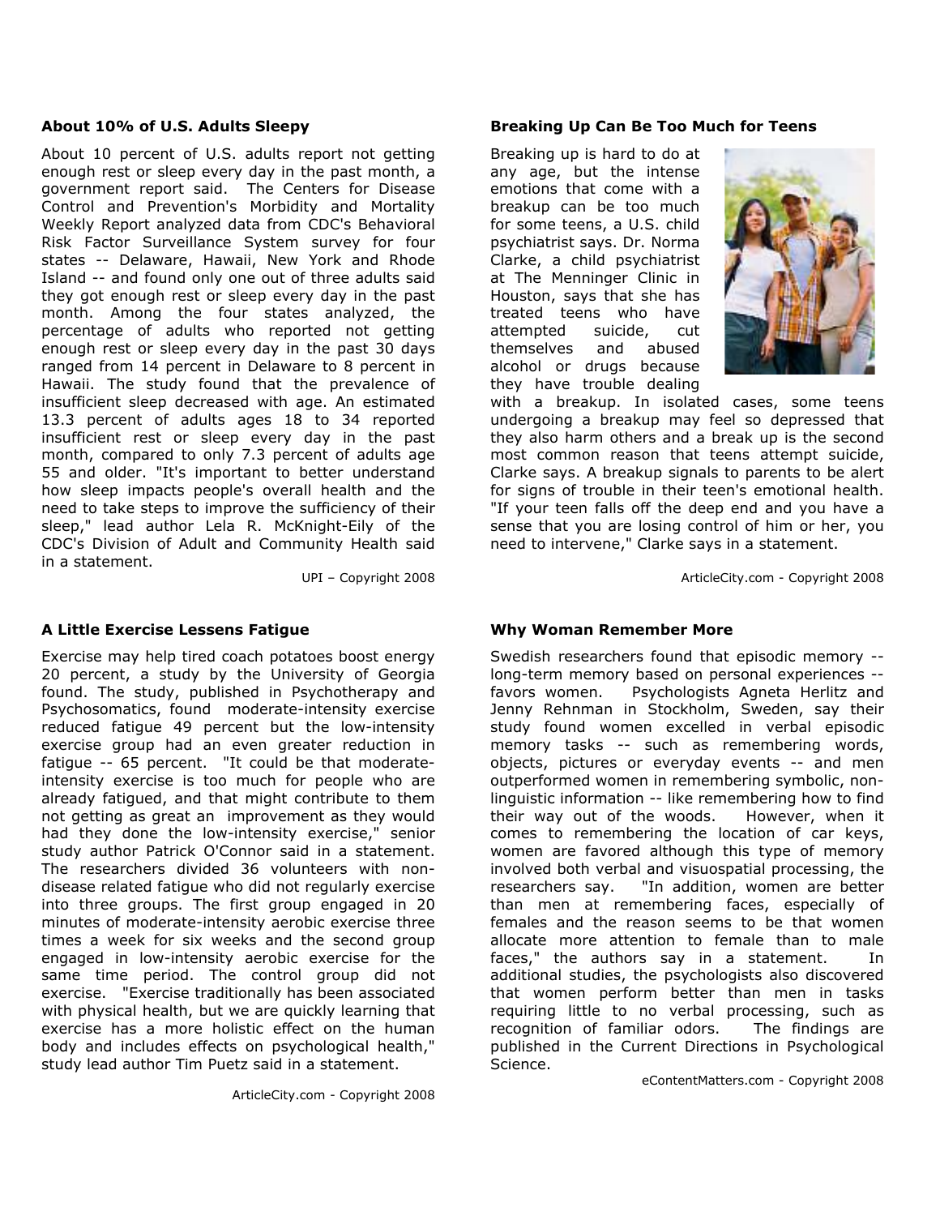## About 10% of U.S. Adults Sleepy

About 10 percent of U.S. adults report not getting enough rest or sleep every day in the past month, a government report said. The Centers for Disease Control and Prevention's Morbidity and Mortality Weekly Report analyzed data from CDC's Behavioral Risk Factor Surveillance System survey for four states -- Delaware, Hawaii, New York and Rhode Island -- and found only one out of three adults said they got enough rest or sleep every day in the past month. Among the four states analyzed, the percentage of adults who reported not getting enough rest or sleep every day in the past 30 days ranged from 14 percent in Delaware to 8 percent in Hawaii. The study found that the prevalence of insufficient sleep decreased with age. An estimated 13.3 percent of adults ages 18 to 34 reported insufficient rest or sleep every day in the past month, compared to only 7.3 percent of adults age 55 and older. "It's important to better understand how sleep impacts people's overall health and the need to take steps to improve the sufficiency of their sleep," lead author Lela R. McKnight-Eily of the CDC's Division of Adult and Community Health said in a statement.

UPI – Copyright 2008

## Breaking Up Can Be Too Much for Teens

Breaking up is hard to do at any age, but the intense emotions that come with a breakup can be too much for some teens, a U.S. child psychiatrist says. Dr. Norma Clarke, a child psychiatrist at The Menninger Clinic in Houston, says that she has treated teens who have attempted suicide, cut themselves and abused alcohol or drugs because they have trouble dealing with a breakup. In isolated cases, some teens undergoing a breakup may feel so depressed that they also harm others and a break up is the second most common reason that teens attempt suicide, Clarke says. A breakup signals to parents to be alert for signs of trouble in their teen's emotional health. "If your teen falls off the deep end and you have a sense that you are losing control of him or her, you need to intervene," Clarke says in a statement.

ArticleCity.com - Copyright 2008

## A Little Exercise Lessens Fatigue

Exercise may help tired coach potatoes boost energy 20 percent, a study by the University of Georgia found. The study, published in Psychotherapy and Psychosomatics, found moderate-intensity exercise reduced fatigue 49 percent but the low-intensity exercise group had an even greater reduction in fatigue -- 65 percent. "It could be that moderate-intensity exercise is too much for people who are already fatigued, and that might contribute to them not getting as great an improvement as they would had they done the low-intensity exercise," senior study author Patrick O'Connor said in a statement. The researchers divided 36 volunteers with non-disease related fatigue who did not regularly exercise into three groups. The first group engaged in 20 minutes of moderate-intensity aerobic exercise three times a week for six weeks and the second group engaged in low-intensity aerobic exercise for the same time period. The control group did not exercise. "Exercise traditionally has been associated with physical health, but we are quickly learning that exercise has a more holistic effect on the human body and includes effects on psychological health," study lead author Tim Puetz said in a statement.

ArticleCity.com - Copyright 2008

## Why Woman Remember More

Swedish researchers found that episodic memory -- long-term memory based on personal experiences -- favors women. Psychologists Agneta Herlitz and Jenny Rehnman in Stockholm, Sweden, say their study found women excelled in verbal episodic memory tasks -- such as remembering words, objects, pictures or everyday events -- and men outperformed women in remembering symbolic, non-linguistic information -- like remembering how to find their way out of the woods. However, when it comes to remembering the location of car keys, women are favored although this type of memory involved both verbal and visuospatial processing, the researchers say. "In addition, women are better than men at remembering faces, especially of females and the reason seems to be that women allocate more attention to female than to male faces," the authors say in a statement. In additional studies, the psychologists also discovered that women perform better than men in tasks requiring little to no verbal processing, such as recognition of familiar odors. The findings are published in the Current Directions in Psychological Science.

eContentMatters.com - Copyright 2008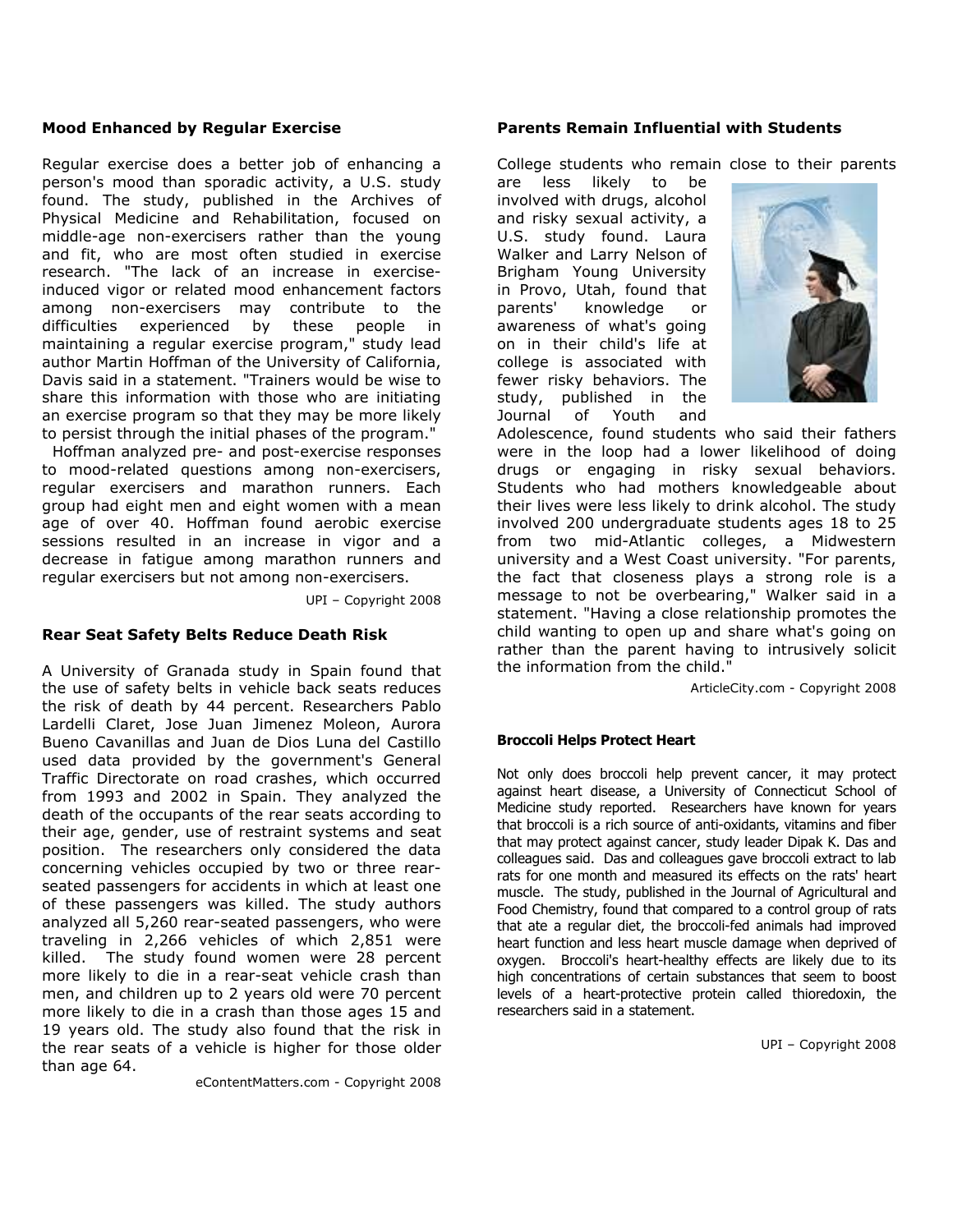### Mood Enhanced by Regular Exercise

Regular exercise does a better job of enhancing a person's mood than sporadic activity, a U.S. study found. The study, published in the Archives of Physical Medicine and Rehabilitation, focused on middle-age non-exercisers rather than the young and fit, who are most often studied in exercise research. "The lack of an increase in exercise-induced vigor or related mood enhancement factors among non-exercisers may contribute to the difficulties experienced by these people in maintaining a regular exercise program," study lead author Martin Hoffman of the University of California, Davis said in a statement. "Trainers would be wise to share this information with those who are initiating an exercise program so that they may be more likely to persist through the initial phases of the program."

Hoffman analyzed pre- and post-exercise responses to mood-related questions among non-exercisers, regular exercisers and marathon runners. Each group had eight men and eight women with a mean age of over 40. Hoffman found aerobic exercise sessions resulted in an increase in vigor and a decrease in fatigue among marathon runners and regular exercisers but not among non-exercisers.

UPI – Copyright 2008

### Rear Seat Safety Belts Reduce Death Risk

A University of Granada study in Spain found that the use of safety belts in vehicle back seats reduces the risk of death by 44 percent. Researchers Pablo Lardelli Claret, Jose Juan Jimenez Moleon, Aurora Bueno Cavanillas and Juan de Dios Luna del Castillo used data provided by the government's General Traffic Directorate on road crashes, which occurred from 1993 and 2002 in Spain. They analyzed the death of the occupants of the rear seats according to their age, gender, use of restraint systems and seat position. The researchers only considered the data concerning vehicles occupied by two or three rear-seated passengers for accidents in which at least one of these passengers was killed. The study authors analyzed all 5,260 rear-seated passengers, who were traveling in 2,266 vehicles of which 2,851 were killed. The study found women were 28 percent more likely to die in a rear-seat vehicle crash than men, and children up to 2 years old were 70 percent more likely to die in a crash than those ages 15 and 19 years old. The study also found that the risk in the rear seats of a vehicle is higher for those older than age 64.

eContentMatters.com - Copyright 2008

### Parents Remain Influential with Students

College students who remain close to their parents are less likely to be involved with drugs, alcohol and risky sexual activity, a U.S. study found. Laura Walker and Larry Nelson of Brigham Young University in Provo, Utah, found that parents' knowledge or awareness of what's going on in their child's life at college is associated with fewer risky behaviors. The study, published in the Journal of Youth and Adolescence, found students who said their fathers were in the loop had a lower likelihood of doing drugs or engaging in risky sexual behaviors. Students who had mothers knowledgeable about their lives were less likely to drink alcohol. The study involved 200 undergraduate students ages 18 to 25 from two mid-Atlantic colleges, a Midwestern university and a West Coast university. "For parents, the fact that closeness plays a strong role is a message to not be overbearing," Walker said in a statement. "Having a close relationship promotes the child wanting to open up and share what's going on rather than the parent having to intrusively solicit the information from the child."

ArticleCity.com - Copyright 2008

### Broccoli Helps Protect Heart

Not only does broccoli help prevent cancer, it may protect against heart disease, a University of Connecticut School of Medicine study reported. Researchers have known for years that broccoli is a rich source of anti-oxidants, vitamins and fiber that may protect against cancer, study leader Dipak K. Das and colleagues said. Das and colleagues gave broccoli extract to lab rats for one month and measured its effects on the rats' heart muscle. The study, published in the Journal of Agricultural and Food Chemistry, found that compared to a control group of rats that ate a regular diet, the broccoli-fed animals had improved heart function and less heart muscle damage when deprived of oxygen. Broccoli's heart-healthy effects are likely due to its high concentrations of certain substances that seem to boost levels of a heart-protective protein called thioredoxin, the researchers said in a statement.

UPI – Copyright 2008